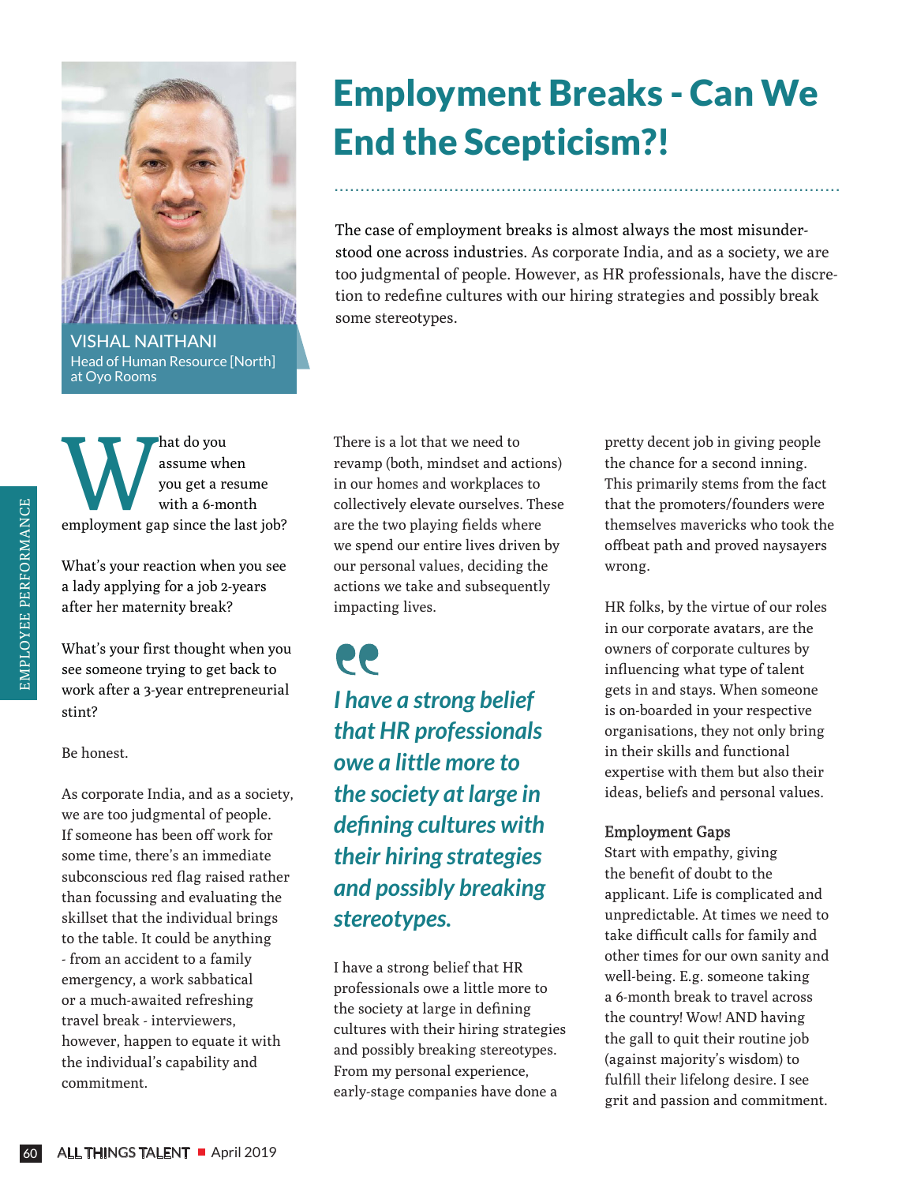# Employment Breaks - Can We End the Scepticism?!

The case of employment breaks is almost always the most misunderstood one across industries. As corporate India, and as a society, we are too judgmental of people. However, as HR professionals, have the discretion to redefine cultures with our hiring strategies and possibly break some stereotypes.

**VISHAL NAITHANI**
Head of Human Resource [North] at Oyo Rooms

What do you assume when you get a resume with a 6-month employment gap since the last job?

What's your reaction when you see a lady applying for a job 2-years after her maternity break?

What's your first thought when you see someone trying to get back to work after a 3-year entrepreneurial stint?

Be honest.

As corporate India, and as a society, we are too judgmental of people. If someone has been off work for some time, there's an immediate subconscious red flag raised rather than focussing and evaluating the skillset that the individual brings to the table. It could be anything - from an accident to a family emergency, a work sabbatical or a much-awaited refreshing travel break - interviewers, however, happen to equate it with the individual's capability and commitment.

There is a lot that we need to revamp (both, mindset and actions) in our homes and workplaces to collectively elevate ourselves. These are the two playing fields where we spend our entire lives driven by our personal values, deciding the actions we take and subsequently impacting lives.

> *I have a strong belief that HR professionals owe a little more to the society at large in defining cultures with their hiring strategies and possibly breaking stereotypes.*

I have a strong belief that HR professionals owe a little more to the society at large in defining cultures with their hiring strategies and possibly breaking stereotypes. From my personal experience, early-stage companies have done a pretty decent job in giving people the chance for a second inning. This primarily stems from the fact that the promoters/founders were themselves mavericks who took the offbeat path and proved naysayers wrong.

HR folks, by the virtue of our roles in our corporate avatars, are the owners of corporate cultures by influencing what type of talent gets in and stays. When someone is on-boarded in your respective organisations, they not only bring in their skills and functional expertise with them but also their ideas, beliefs and personal values.

### Employment Gaps

Start with empathy, giving the benefit of doubt to the applicant. Life is complicated and unpredictable. At times we need to take difficult calls for family and other times for our own sanity and well-being. E.g. someone taking a 6-month break to travel across the country! Wow! AND having the gall to quit their routine job (against majority's wisdom) to fulfill their lifelong desire. I see grit and passion and commitment.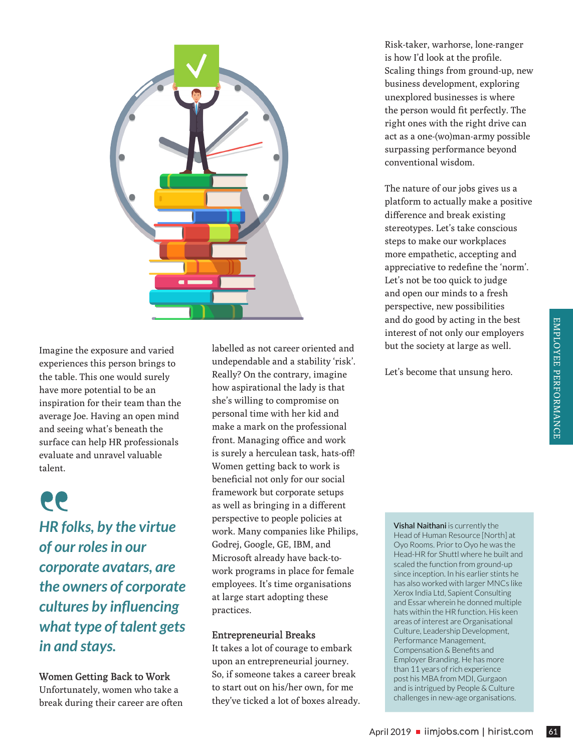Imagine the exposure and varied experiences this person brings to the table. This one would surely have more potential to be an inspiration for their team than the average Joe. Having an open mind and seeing what's beneath the surface can help HR professionals evaluate and unravel valuable talent.

> *HR folks, by the virtue of our roles in our corporate avatars, are the owners of corporate cultures by influencing what type of talent gets in and stays.*

### Women Getting Back to Work

Unfortunately, women who take a break during their career are often labelled as not career oriented and undependable and a stability 'risk'. Really? On the contrary, imagine how aspirational the lady is that she's willing to compromise on personal time with her kid and make a mark on the professional front. Managing office and work is surely a herculean task, hats-off! Women getting back to work is beneficial not only for our social framework but corporate setups as well as bringing in a different perspective to people policies at work. Many companies like Philips, Godrej, Google, GE, IBM, and Microsoft already have back-to-work programs in place for female employees. It's time organisations at large start adopting these practices.

### Entrepreneurial Breaks

It takes a lot of courage to embark upon an entrepreneurial journey. So, if someone takes a career break to start out on his/her own, for me they've ticked a lot of boxes already. Risk-taker, warhorse, lone-ranger is how I'd look at the profile. Scaling things from ground-up, new business development, exploring unexplored businesses is where the person would fit perfectly. The right ones with the right drive can act as a one-(wo)man-army possible surpassing performance beyond conventional wisdom.

The nature of our jobs gives us a platform to actually make a positive difference and break existing stereotypes. Let's take conscious steps to make our workplaces more empathetic, accepting and appreciative to redefine the 'norm'. Let's not be too quick to judge and open our minds to a fresh perspective, new possibilities and do good by acting in the best interest of not only our employers but the society at large as well.

Let's become that unsung hero.

**Vishal Naithani** is currently the Head of Human Resource [North] at Oyo Rooms. Prior to Oyo he was the Head-HR for Shuttl where he built and scaled the function from ground-up since inception. In his earlier stints he has also worked with larger MNCs like Xerox India Ltd, Sapient Consulting and Essar wherein he donned multiple hats within the HR function. His keen areas of interest are Organisational Culture, Leadership Development, Performance Management, Compensation & Benefits and Employer Branding. He has more than 11 years of rich experience post his MBA from MDI, Gurgaon and is intrigued by People & Culture challenges in new-age organisations.